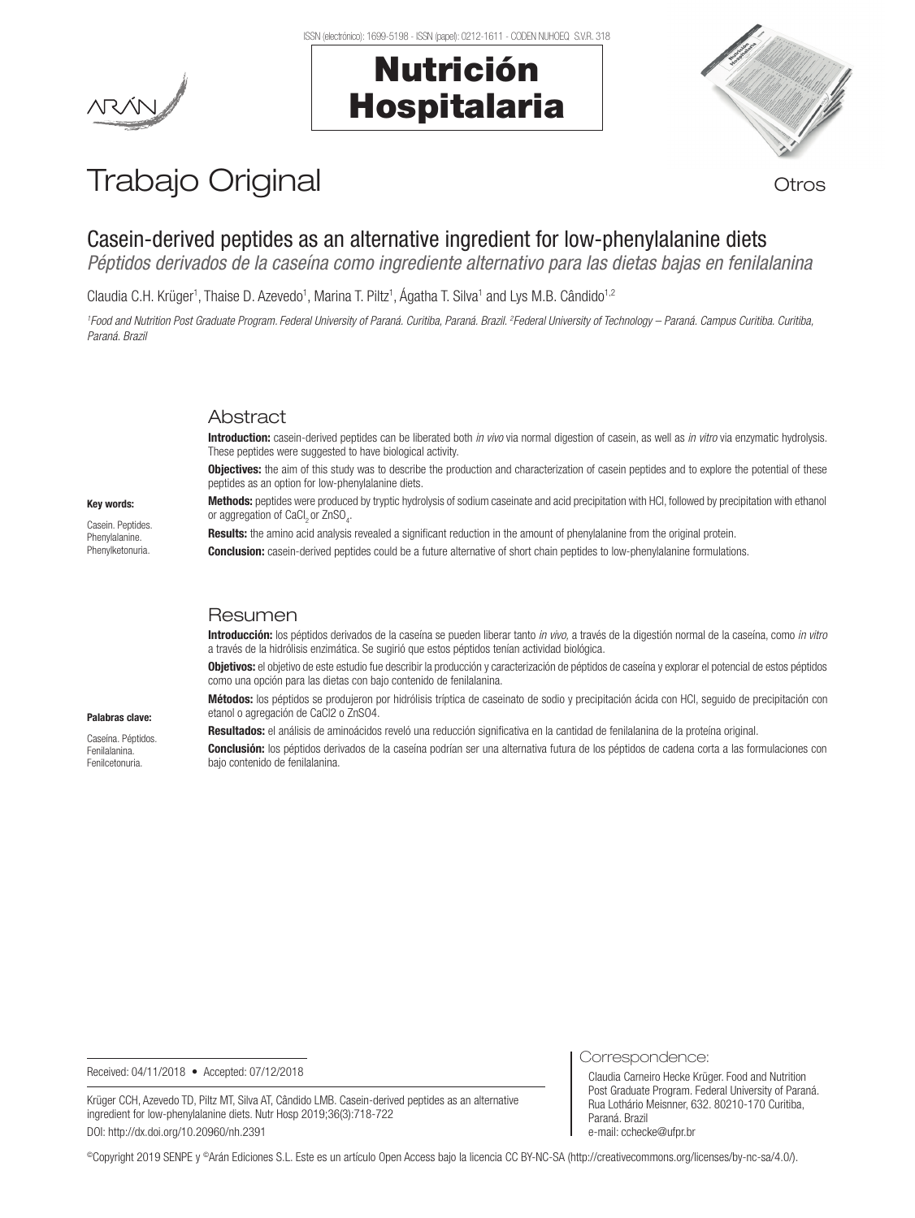# Trabajo Original

Otros

## Casein-derived peptides as an alternative ingredient for low-phenylalanine diets

*Péptidos derivados de la caseína como ingrediente alternativo para las dietas bajas en fenilalanina*

Claudia C.H. Krüger[1], Thaise D. Azevedo[1], Marina T. Piltz[1], Ágatha T. Silva[1] and Lys M.B. Cândido[1,2]

[1]*Food and Nutrition Post Graduate Program. Federal University of Paraná. Curitiba, Paraná. Brazil.* [2]*Federal University of Technology – Paraná. Campus Curitiba. Curitiba, Paraná. Brazil*

### Abstract

**Key words:**

Casein. Peptides. Phenylalanine. Phenylketonuria.

**Introduction:** casein-derived peptides can be liberated both *in vivo* via normal digestion of casein, as well as *in vitro* via enzymatic hydrolysis. These peptides were suggested to have biological activity.

**Objectives:** the aim of this study was to describe the production and characterization of casein peptides and to explore the potential of these peptides as an option for low-phenylalanine diets.

**Methods:** peptides were produced by tryptic hydrolysis of sodium caseinate and acid precipitation with HCl, followed by precipitation with ethanol or aggregation of $CaCl_2$ or $ZnSO_4$.

**Results:** the amino acid analysis revealed a significant reduction in the amount of phenylalanine from the original protein.

**Conclusion:** casein-derived peptides could be a future alternative of short chain peptides to low-phenylalanine formulations.

### Resumen

**Palabras clave:**

Caseína. Péptidos. Fenilalanina. Fenilcetonuria.

**Introducción:** los péptidos derivados de la caseína se pueden liberar tanto *in vivo*, a través de la digestión normal de la caseína, como *in vitro* a través de la hidrólisis enzimática. Se sugirió que estos péptidos tenían actividad biológica.

**Objetivos:** el objetivo de este estudio fue describir la producción y caracterización de péptidos de caseína y explorar el potencial de estos péptidos como una opción para las dietas con bajo contenido de fenilalanina.

**Métodos:** los péptidos se produjeron por hidrólisis tríptica de caseinato de sodio y precipitación ácida con HCl, seguido de precipitación con etanol o agregación de CaCl2 o ZnSO4.

**Resultados:** el análisis de aminoácidos reveló una reducción significativa en la cantidad de fenilalanina de la proteína original.

**Conclusión:** los péptidos derivados de la caseína podrían ser una alternativa futura de los péptidos de cadena corta a las formulaciones con bajo contenido de fenilalanina.

Received: 04/11/2018 • Accepted: 07/12/2018

Krüger CCH, Azevedo TD, Piltz MT, Silva AT, Cândido LMB. Casein-derived peptides as an alternative ingredient for low-phenylalanine diets. Nutr Hosp 2019;36(3):718-722

DOI: http://dx.doi.org/10.20960/nh.2391

Correspondence:

Claudia Carneiro Hecke Krüger. Food and Nutrition Post Graduate Program. Federal University of Paraná. Rua Lothário Meisnner, 632. 80210-170 Curitiba, Paraná. Brazil

e-mail: cchecke@ufpr.br

©Copyright 2019 SENPE y ©Arán Ediciones S.L. Este es un artículo Open Access bajo la licencia CC BY-NC-SA (http://creativecommons.org/licenses/by-nc-sa/4.0/).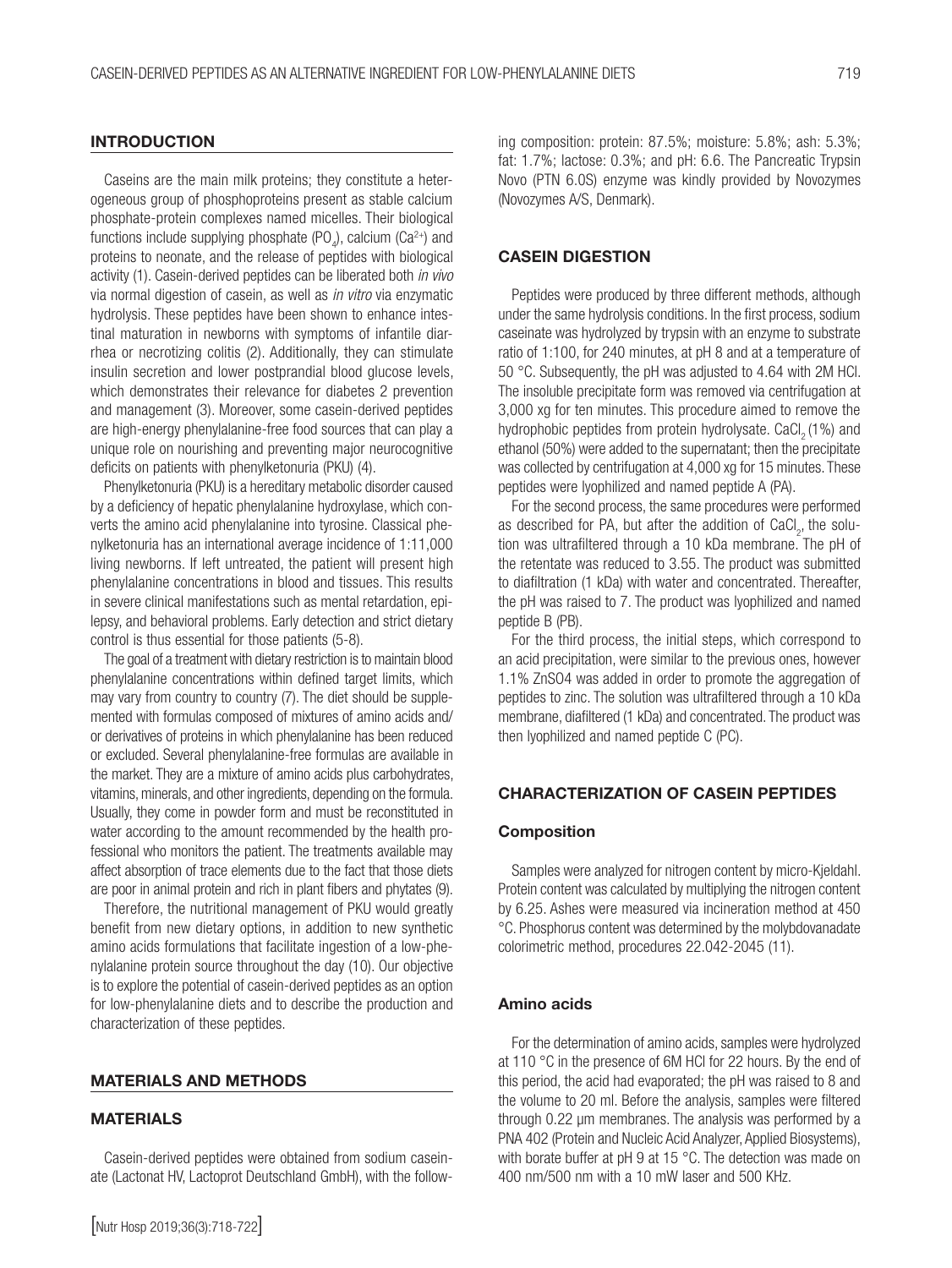## INTRODUCTION

Caseins are the main milk proteins; they constitute a heterogeneous group of phosphoproteins present as stable calcium phosphate-protein complexes named micelles. Their biological functions include supplying phosphate ($PO_4$), calcium ($Ca^{2+}$) and proteins to neonate, and the release of peptides with biological activity (1). Casein-derived peptides can be liberated both *in vivo* via normal digestion of casein, as well as *in vitro* via enzymatic hydrolysis. These peptides have been shown to enhance intestinal maturation in newborns with symptoms of infantile diarrhea or necrotizing colitis (2). Additionally, they can stimulate insulin secretion and lower postprandial blood glucose levels, which demonstrates their relevance for diabetes 2 prevention and management (3). Moreover, some casein-derived peptides are high-energy phenylalanine-free food sources that can play a unique role on nourishing and preventing major neurocognitive deficits on patients with phenylketonuria (PKU) (4).

Phenylketonuria (PKU) is a hereditary metabolic disorder caused by a deficiency of hepatic phenylalanine hydroxylase, which converts the amino acid phenylalanine into tyrosine. Classical phenylketonuria has an international average incidence of 1:11,000 living newborns. If left untreated, the patient will present high phenylalanine concentrations in blood and tissues. This results in severe clinical manifestations such as mental retardation, epilepsy, and behavioral problems. Early detection and strict dietary control is thus essential for those patients (5-8).

The goal of a treatment with dietary restriction is to maintain blood phenylalanine concentrations within defined target limits, which may vary from country to country (7). The diet should be supplemented with formulas composed of mixtures of amino acids and/or derivatives of proteins in which phenylalanine has been reduced or excluded. Several phenylalanine-free formulas are available in the market. They are a mixture of amino acids plus carbohydrates, vitamins, minerals, and other ingredients, depending on the formula. Usually, they come in powder form and must be reconstituted in water according to the amount recommended by the health professional who monitors the patient. The treatments available may affect absorption of trace elements due to the fact that those diets are poor in animal protein and rich in plant fibers and phytates (9).

Therefore, the nutritional management of PKU would greatly benefit from new dietary options, in addition to new synthetic amino acids formulations that facilitate ingestion of a low-phenylalanine protein source throughout the day (10). Our objective is to explore the potential of casein-derived peptides as an option for low-phenylalanine diets and to describe the production and characterization of these peptides.

## MATERIALS AND METHODS

## MATERIALS

Casein-derived peptides were obtained from sodium caseinate (Lactonat HV, Lactoprot Deutschland GmbH), with the following composition: protein: 87.5%; moisture: 5.8%; ash: 5.3%; fat: 1.7%; lactose: 0.3%; and pH: 6.6. The Pancreatic Trypsin Novo (PTN 6.0S) enzyme was kindly provided by Novozymes (Novozymes A/S, Denmark).

## CASEIN DIGESTION

Peptides were produced by three different methods, although under the same hydrolysis conditions. In the first process, sodium caseinate was hydrolyzed by trypsin with an enzyme to substrate ratio of 1:100, for 240 minutes, at pH 8 and at a temperature of 50 °C. Subsequently, the pH was adjusted to 4.64 with 2M HCl. The insoluble precipitate form was removed via centrifugation at 3,000 xg for ten minutes. This procedure aimed to remove the hydrophobic peptides from protein hydrolysate. $CaCl_2$ (1%) and ethanol (50%) were added to the supernatant; then the precipitate was collected by centrifugation at 4,000 xg for 15 minutes. These peptides were lyophilized and named peptide A (PA).

For the second process, the same procedures were performed as described for PA, but after the addition of $CaCl_2$, the solution was ultrafiltered through a 10 kDa membrane. The pH of the retentate was reduced to 3.55. The product was submitted to diafiltration (1 kDa) with water and concentrated. Thereafter, the pH was raised to 7. The product was lyophilized and named peptide B (PB).

For the third process, the initial steps, which correspond to an acid precipitation, were similar to the previous ones, however 1.1% $ZnSO_4$ was added in order to promote the aggregation of peptides to zinc. The solution was ultrafiltered through a 10 kDa membrane, diafiltered (1 kDa) and concentrated. The product was then lyophilized and named peptide C (PC).

## CHARACTERIZATION OF CASEIN PEPTIDES

### Composition

Samples were analyzed for nitrogen content by micro-Kjeldahl. Protein content was calculated by multiplying the nitrogen content by 6.25. Ashes were measured via incineration method at 450 °C. Phosphorus content was determined by the molybdovanadate colorimetric method, procedures 22.042-2045 (11).

### Amino acids

For the determination of amino acids, samples were hydrolyzed at 110 °C in the presence of 6M HCl for 22 hours. By the end of this period, the acid had evaporated; the pH was raised to 8 and the volume to 20 ml. Before the analysis, samples were filtered through 0.22 µm membranes. The analysis was performed by a PNA 402 (Protein and Nucleic Acid Analyzer, Applied Biosystems), with borate buffer at pH 9 at 15 °C. The detection was made on 400 nm/500 nm with a 10 mW laser and 500 KHz.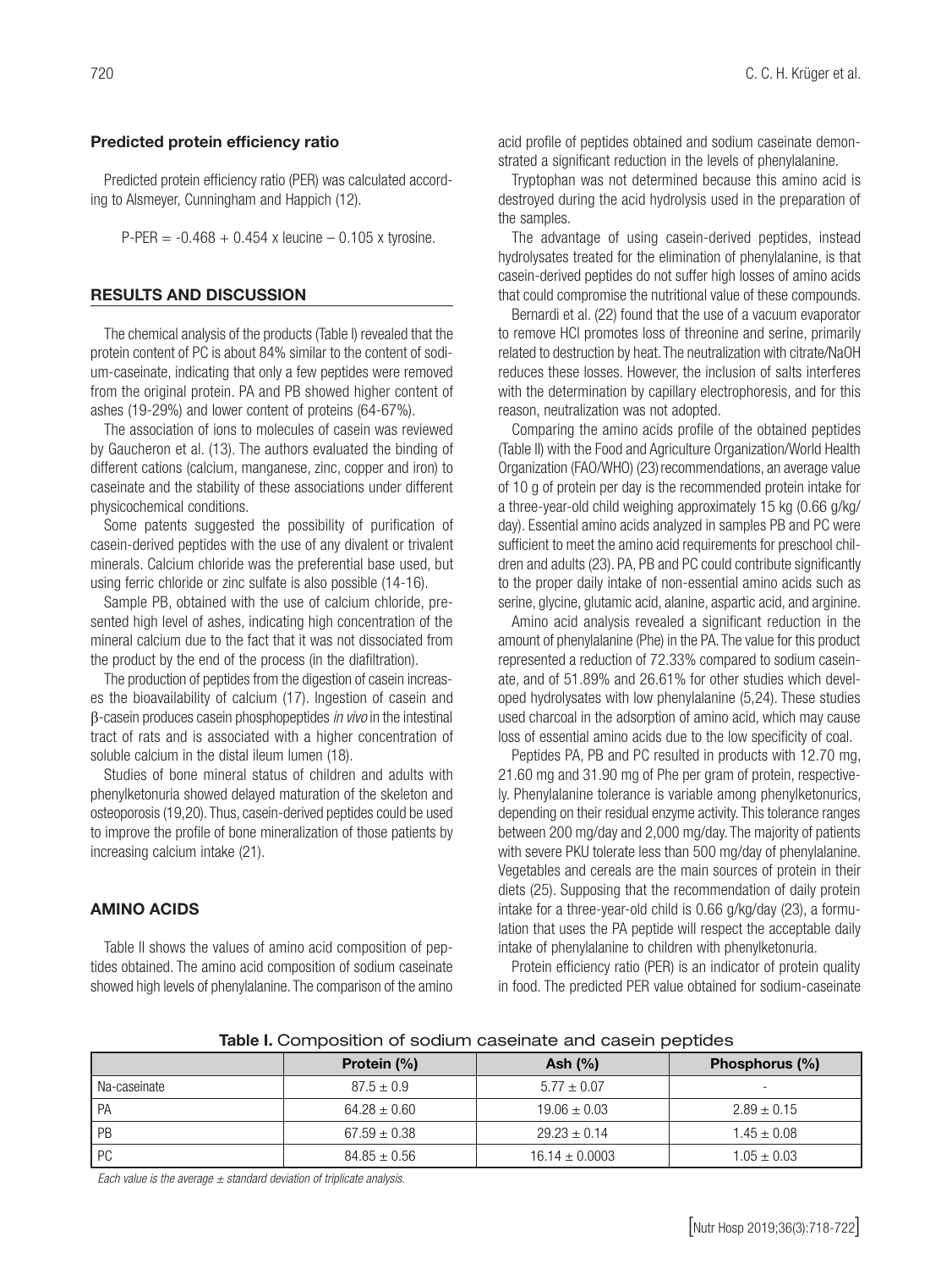### Predicted protein efficiency ratio

Predicted protein efficiency ratio (PER) was calculated according to Alsmeyer, Cunningham and Happich (12).

$$\text{P-PER} = -0.468 + 0.454 \times \text{leucine} - 0.105 \times \text{tyrosine}.$$

## RESULTS AND DISCUSSION

The chemical analysis of the products (Table I) revealed that the protein content of PC is about 84% similar to the content of sodium-caseinate, indicating that only a few peptides were removed from the original protein. PA and PB showed higher content of ashes (19-29%) and lower content of proteins (64-67%).

The association of ions to molecules of casein was reviewed by Gaucheron et al. (13). The authors evaluated the binding of different cations (calcium, manganese, zinc, copper and iron) to caseinate and the stability of these associations under different physicochemical conditions.

Some patents suggested the possibility of purification of casein-derived peptides with the use of any divalent or trivalent minerals. Calcium chloride was the preferential base used, but using ferric chloride or zinc sulfate is also possible (14-16).

Sample PB, obtained with the use of calcium chloride, presented high level of ashes, indicating high concentration of the mineral calcium due to the fact that it was not dissociated from the product by the end of the process (in the diafiltration).

The production of peptides from the digestion of casein increases the bioavailability of calcium (17). Ingestion of casein and β-casein produces casein phosphopeptides *in vivo* in the intestinal tract of rats and is associated with a higher concentration of soluble calcium in the distal ileum lumen (18).

Studies of bone mineral status of children and adults with phenylketonuria showed delayed maturation of the skeleton and osteoporosis (19,20). Thus, casein-derived peptides could be used to improve the profile of bone mineralization of those patients by increasing calcium intake (21).

## AMINO ACIDS

Table II shows the values of amino acid composition of peptides obtained. The amino acid composition of sodium caseinate showed high levels of phenylalanine. The comparison of the amino acid profile of peptides obtained and sodium caseinate demonstrated a significant reduction in the levels of phenylalanine.

Tryptophan was not determined because this amino acid is destroyed during the acid hydrolysis used in the preparation of the samples.

The advantage of using casein-derived peptides, instead hydrolysates treated for the elimination of phenylalanine, is that casein-derived peptides do not suffer high losses of amino acids that could compromise the nutritional value of these compounds.

Bernardi et al. (22) found that the use of a vacuum evaporator to remove HCl promotes loss of threonine and serine, primarily related to destruction by heat. The neutralization with citrate/NaOH reduces these losses. However, the inclusion of salts interferes with the determination by capillary electrophoresis, and for this reason, neutralization was not adopted.

Comparing the amino acids profile of the obtained peptides (Table II) with the Food and Agriculture Organization/World Health Organization (FAO/WHO) (23) recommendations, an average value of 10 g of protein per day is the recommended protein intake for a three-year-old child weighing approximately 15 kg (0.66 g/kg/day). Essential amino acids analyzed in samples PB and PC were sufficient to meet the amino acid requirements for preschool children and adults (23). PA, PB and PC could contribute significantly to the proper daily intake of non-essential amino acids such as serine, glycine, glutamic acid, alanine, aspartic acid, and arginine.

Amino acid analysis revealed a significant reduction in the amount of phenylalanine (Phe) in the PA. The value for this product represented a reduction of 72.33% compared to sodium caseinate, and of 51.89% and 26.61% for other studies which developed hydrolysates with low phenylalanine (5,24). These studies used charcoal in the adsorption of amino acid, which may cause loss of essential amino acids due to the low specificity of coal.

Peptides PA, PB and PC resulted in products with 12.70 mg, 21.60 mg and 31.90 mg of Phe per gram of protein, respectively. Phenylalanine tolerance is variable among phenylketonurics, depending on their residual enzyme activity. This tolerance ranges between 200 mg/day and 2,000 mg/day. The majority of patients with severe PKU tolerate less than 500 mg/day of phenylalanine. Vegetables and cereals are the main sources of protein in their diets (25). Supposing that the recommendation of daily protein intake for a three-year-old child is 0.66 g/kg/day (23), a formulation that uses the PA peptide will respect the acceptable daily intake of phenylalanine to children with phenylketonuria.

Protein efficiency ratio (PER) is an indicator of protein quality in food. The predicted PER value obtained for sodium-caseinate

**Table I.** Composition of sodium caseinate and casein peptides

| | Protein (%) | Ash (%) | Phosphorus (%) |
|---|---|---|---|
| Na-caseinate | 87.5 ± 0.9 | 5.77 ± 0.07 | - |
| PA | 64.28 ± 0.60 | 19.06 ± 0.03 | 2.89 ± 0.15 |
| PB | 67.59 ± 0.38 | 29.23 ± 0.14 | 1.45 ± 0.08 |
| PC | 84.85 ± 0.56 | 16.14 ± 0.0003 | 1.05 ± 0.03 |

*Each value is the average ± standard deviation of triplicate analysis.*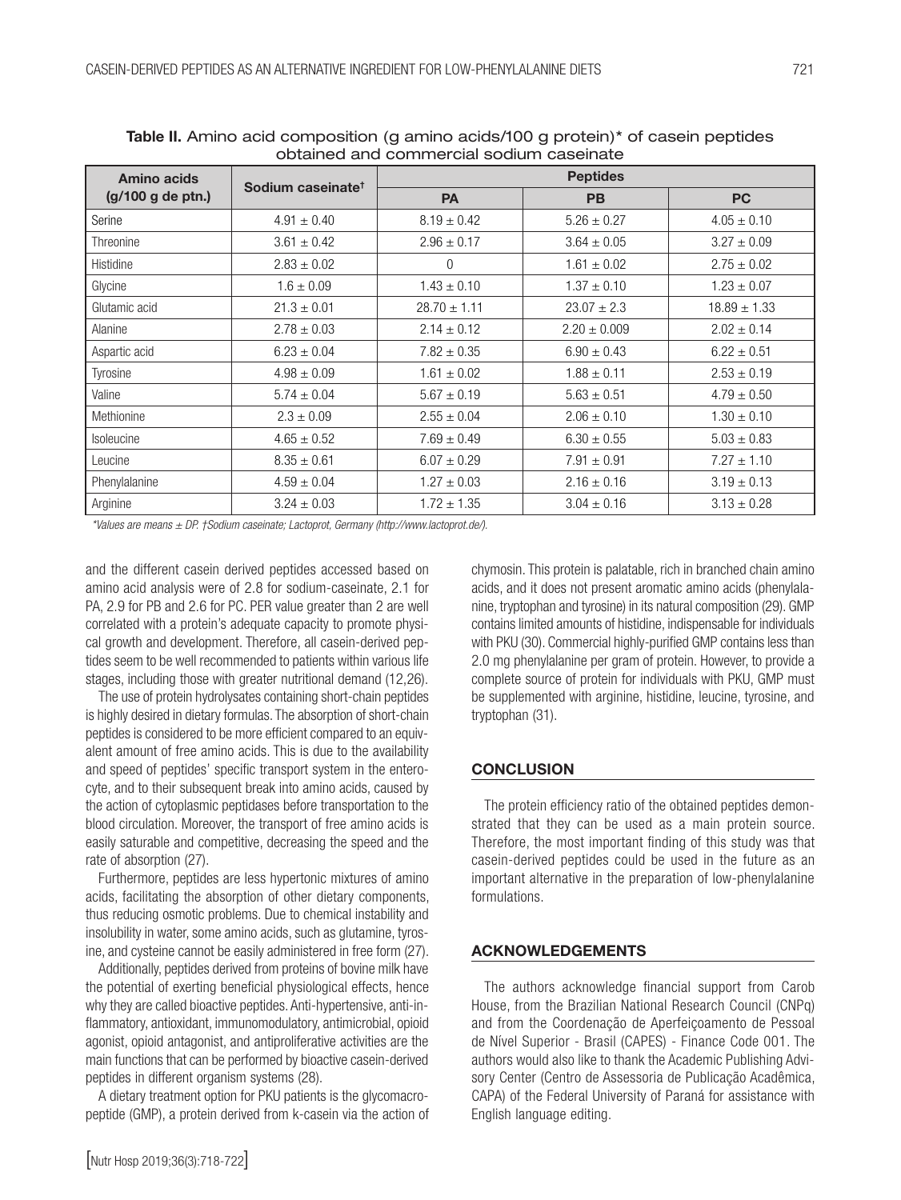**Table II.** Amino acid composition (g amino acids/100 g protein)* of casein peptides obtained and commercial sodium caseinate

| Amino acids (g/100 g de ptn.) | Sodium caseinate† | Peptides | | |
|---|---|---|---|---|
| | | PA | PB | PC |
| Serine | 4.91 ± 0.40 | 8.19 ± 0.42 | 5.26 ± 0.27 | 4.05 ± 0.10 |
| Threonine | 3.61 ± 0.42 | 2.96 ± 0.17 | 3.64 ± 0.05 | 3.27 ± 0.09 |
| Histidine | 2.83 ± 0.02 | 0 | 1.61 ± 0.02 | 2.75 ± 0.02 |
| Glycine | 1.6 ± 0.09 | 1.43 ± 0.10 | 1.37 ± 0.10 | 1.23 ± 0.07 |
| Glutamic acid | 21.3 ± 0.01 | 28.70 ± 1.11 | 23.07 ± 2.3 | 18.89 ± 1.33 |
| Alanine | 2.78 ± 0.03 | 2.14 ± 0.12 | 2.20 ± 0.009 | 2.02 ± 0.14 |
| Aspartic acid | 6.23 ± 0.04 | 7.82 ± 0.35 | 6.90 ± 0.43 | 6.22 ± 0.51 |
| Tyrosine | 4.98 ± 0.09 | 1.61 ± 0.02 | 1.88 ± 0.11 | 2.53 ± 0.19 |
| Valine | 5.74 ± 0.04 | 5.67 ± 0.19 | 5.63 ± 0.51 | 4.79 ± 0.50 |
| Methionine | 2.3 ± 0.09 | 2.55 ± 0.04 | 2.06 ± 0.10 | 1.30 ± 0.10 |
| Isoleucine | 4.65 ± 0.52 | 7.69 ± 0.49 | 6.30 ± 0.55 | 5.03 ± 0.83 |
| Leucine | 8.35 ± 0.61 | 6.07 ± 0.29 | 7.91 ± 0.91 | 7.27 ± 1.10 |
| Phenylalanine | 4.59 ± 0.04 | 1.27 ± 0.03 | 2.16 ± 0.16 | 3.19 ± 0.13 |
| Arginine | 3.24 ± 0.03 | 1.72 ± 1.35 | 3.04 ± 0.16 | 3.13 ± 0.28 |

*Values are means ± DP. †Sodium caseinate; Lactoprot, Germany (http://www.lactoprot.de/).*

and the different casein derived peptides accessed based on amino acid analysis were of 2.8 for sodium-caseinate, 2.1 for PA, 2.9 for PB and 2.6 for PC. PER value greater than 2 are well correlated with a protein's adequate capacity to promote physical growth and development. Therefore, all casein-derived peptides seem to be well recommended to patients within various life stages, including those with greater nutritional demand (12,26).

The use of protein hydrolysates containing short-chain peptides is highly desired in dietary formulas. The absorption of short-chain peptides is considered to be more efficient compared to an equivalent amount of free amino acids. This is due to the availability and speed of peptides' specific transport system in the enterocyte, and to their subsequent break into amino acids, caused by the action of cytoplasmic peptidases before transportation to the blood circulation. Moreover, the transport of free amino acids is easily saturable and competitive, decreasing the speed and the rate of absorption (27).

Furthermore, peptides are less hypertonic mixtures of amino acids, facilitating the absorption of other dietary components, thus reducing osmotic problems. Due to chemical instability and insolubility in water, some amino acids, such as glutamine, tyrosine, and cysteine cannot be easily administered in free form (27).

Additionally, peptides derived from proteins of bovine milk have the potential of exerting beneficial physiological effects, hence why they are called bioactive peptides. Anti-hypertensive, anti-inflammatory, antioxidant, immunomodulatory, antimicrobial, opioid agonist, opioid antagonist, and antiproliferative activities are the main functions that can be performed by bioactive casein-derived peptides in different organism systems (28).

A dietary treatment option for PKU patients is the glycomacropeptide (GMP), a protein derived from k-casein via the action of chymosin. This protein is palatable, rich in branched chain amino acids, and it does not present aromatic amino acids (phenylalanine, tryptophan and tyrosine) in its natural composition (29). GMP contains limited amounts of histidine, indispensable for individuals with PKU (30). Commercial highly-purified GMP contains less than 2.0 mg phenylalanine per gram of protein. However, to provide a complete source of protein for individuals with PKU, GMP must be supplemented with arginine, histidine, leucine, tyrosine, and tryptophan (31).

## CONCLUSION

The protein efficiency ratio of the obtained peptides demonstrated that they can be used as a main protein source. Therefore, the most important finding of this study was that casein-derived peptides could be used in the future as an important alternative in the preparation of low-phenylalanine formulations.

## ACKNOWLEDGEMENTS

The authors acknowledge financial support from Carob House, from the Brazilian National Research Council (CNPq) and from the Coordenação de Aperfeiçoamento de Pessoal de Nível Superior - Brasil (CAPES) - Finance Code 001. The authors would also like to thank the Academic Publishing Advisory Center (Centro de Assessoria de Publicação Acadêmica, CAPA) of the Federal University of Paraná for assistance with English language editing.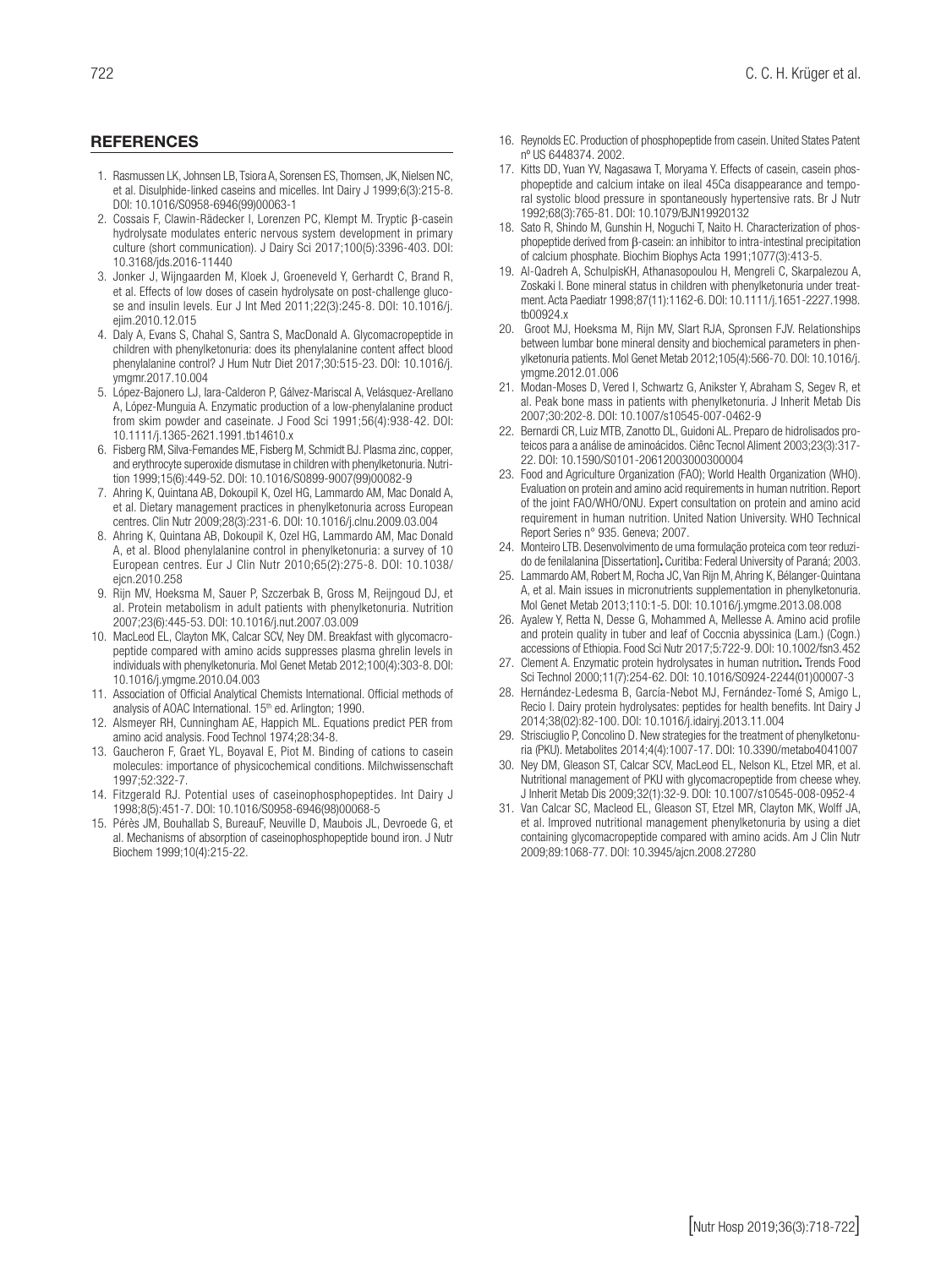## REFERENCES

1. Rasmussen LK, Johnsen LB, Tsiora A, Sorensen ES, Thomsen, JK, Nielsen NC, et al. Disulphide-linked caseins and micelles. Int Dairy J 1999;6(3):215-8. DOI: 10.1016/S0958-6946(99)00063-1
2. Cossais F, Clawin-Rädecker I, Lorenzen PC, Klempt M. Tryptic β-casein hydrolysate modulates enteric nervous system development in primary culture (short communication). J Dairy Sci 2017;100(5):3396-403. DOI: 10.3168/jds.2016-11440
3. Jonker J, Wijngaarden M, Kloek J, Groeneveld Y, Gerhardt C, Brand R, et al. Effects of low doses of casein hydrolysate on post-challenge glucose and insulin levels. Eur J Int Med 2011;22(3):245-8. DOI: 10.1016/j.ejim.2010.12.015
4. Daly A, Evans S, Chahal S, Santra S, MacDonald A. Glycomacropeptide in children with phenylketonuria: does its phenylalanine content affect blood phenylalanine control? J Hum Nutr Diet 2017;30:515-23. DOI: 10.1016/j.ymgmr.2017.10.004
5. López-Bajonero LJ, lara-Calderon P, Gálvez-Mariscal A, Velásquez-Arellano A, López-Munguia A. Enzymatic production of a low-phenylalanine product from skim powder and caseinate. J Food Sci 1991;56(4):938-42. DOI: 10.1111/j.1365-2621.1991.tb14610.x
6. Fisberg RM, Silva-Femandes ME, Fisberg M, Schmidt BJ. Plasma zinc, copper, and erythrocyte superoxide dismutase in children with phenylketonuria. Nutrition 1999;15(6):449-52. DOI: 10.1016/S0899-9007(99)00082-9
7. Ahring K, Quintana AB, Dokoupil K, Ozel HG, Lammardo AM, Mac Donald A, et al. Dietary management practices in phenylketonuria across European centres. Clin Nutr 2009;28(3):231-6. DOI: 10.1016/j.clnu.2009.03.004
8. Ahring K, Quintana AB, Dokoupil K, Ozel HG, Lammardo AM, Mac Donald A, et al. Blood phenylalanine control in phenylketonuria: a survey of 10 European centres. Eur J Clin Nutr 2010;65(2):275-8. DOI: 10.1038/ejcn.2010.258
9. Rijn MV, Hoeksma M, Sauer P, Szczerbak B, Gross M, Reijngoud DJ, et al. Protein metabolism in adult patients with phenylketonuria. Nutrition 2007;23(6):445-53. DOI: 10.1016/j.nut.2007.03.009
10. MacLeod EL, Clayton MK, Calcar SCV, Ney DM. Breakfast with glycomacropeptide compared with amino acids suppresses plasma ghrelin levels in individuals with phenylketonuria. Mol Genet Metab 2012;100(4):303-8. DOI: 10.1016/j.ymgme.2010.04.003
11. Association of Official Analytical Chemists International. Official methods of analysis of AOAC International. 15th ed. Arlington; 1990.
12. Alsmeyer RH, Cunningham AE, Happich ML. Equations predict PER from amino acid analysis. Food Technol 1974;28:34-8.
13. Gaucheron F, Graet YL, Boyaval E, Piot M. Binding of cations to casein molecules: importance of physicochemical conditions. Milchwissenschaft 1997;52:322-7.
14. Fitzgerald RJ. Potential uses of caseinophosphopeptides. Int Dairy J 1998;8(5):451-7. DOI: 10.1016/S0958-6946(98)00068-5
15. Pérès JM, Bouhallab S, BureauF, Neuville D, Maubois JL, Devroede G, et al. Mechanisms of absorption of caseinophosphopeptide bound iron. J Nutr Biochem 1999;10(4):215-22.
16. Reynolds EC. Production of phosphopeptide from casein. United States Patent nº US 6448374. 2002.
17. Kitts DD, Yuan YV, Nagasawa T, Moryama Y. Effects of casein, casein phosphopeptide and calcium intake on ileal 45Ca disappearance and temporal systolic blood pressure in spontaneously hypertensive rats. Br J Nutr 1992;68(3):765-81. DOI: 10.1079/BJN19920132
18. Sato R, Shindo M, Gunshin H, Noguchi T, Naito H. Characterization of phosphopeptide derived from β-casein: an inhibitor to intra-intestinal precipitation of calcium phosphate. Biochim Biophys Acta 1991;1077(3):413-5.
19. Al-Qadreh A, SchulpisKH, Athanasopoulou H, Mengreli C, Skarpalezou A, Zoskaki I. Bone mineral status in children with phenylketonuria under treatment. Acta Paediatr 1998;87(11):1162-6. DOI: 10.1111/j.1651-2227.1998.tb00924.x
20. Groot MJ, Hoeksma M, Rijn MV, Slart RJA, Spronsen FJV. Relationships between lumbar bone mineral density and biochemical parameters in phenylketonuria patients. Mol Genet Metab 2012;105(4):566-70. DOI: 10.1016/j.ymgme.2012.01.006
21. Modan-Moses D, Vered I, Schwartz G, Anikster Y, Abraham S, Segev R, et al. Peak bone mass in patients with phenylketonuria. J Inherit Metab Dis 2007;30:202-8. DOI: 10.1007/s10545-007-0462-9
22. Bernardi CR, Luiz MTB, Zanotto DL, Guidoni AL. Preparo de hidrolisados proteicos para a análise de aminoácidos. Ciênc Tecnol Aliment 2003;23(3):317-22. DOI: 10.1590/S0101-20612003000300004
23. Food and Agriculture Organization (FAO); World Health Organization (WHO). Evaluation on protein and amino acid requirements in human nutrition. Report of the joint FAO/WHO/ONU. Expert consultation on protein and amino acid requirement in human nutrition. United Nation University. WHO Technical Report Series n° 935. Geneva; 2007.
24. Monteiro LTB. Desenvolvimento de uma formulação proteica com teor reduzido de fenilalanina [Dissertation]. Curitiba: Federal University of Paraná; 2003.
25. Lammardo AM, Robert M, Rocha JC, Van Rijn M, Ahring K, Bélanger-Quintana A, et al. Main issues in micronutrients supplementation in phenylketonuria. Mol Genet Metab 2013;110:1-5. DOI: 10.1016/j.ymgme.2013.08.008
26. Ayalew Y, Retta N, Desse G, Mohammed A, Mellesse A. Amino acid profile and protein quality in tuber and leaf of Coccnia abyssinica (Lam.) (Cogn.) accessions of Ethiopia. Food Sci Nutr 2017;5:722-9. DOI: 10.1002/fsn3.452
27. Clement A. Enzymatic protein hydrolysates in human nutrition. Trends Food Sci Technol 2000;11(7):254-62. DOI: 10.1016/S0924-2244(01)00007-3
28. Hernández-Ledesma B, García-Nebot MJ, Fernández-Tomé S, Amigo L, Recio I. Dairy protein hydrolysates: peptides for health benefits. Int Dairy J 2014;38(02):82-100. DOI: 10.1016/j.idairyj.2013.11.004
29. Strisciuglio P, Concolino D. New strategies for the treatment of phenylketonuria (PKU). Metabolites 2014;4(4):1007-17. DOI: 10.3390/metabo4041007
30. Ney DM, Gleason ST, Calcar SCV, MacLeod EL, Nelson KL, Etzel MR, et al. Nutritional management of PKU with glycomacropeptide from cheese whey. J Inherit Metab Dis 2009;32(1):32-9. DOI: 10.1007/s10545-008-0952-4
31. Van Calcar SC, Macleod EL, Gleason ST, Etzel MR, Clayton MK, Wolff JA, et al. Improved nutritional management phenylketonuria by using a diet containing glycomacropeptide compared with amino acids. Am J Clin Nutr 2009;89:1068-77. DOI: 10.3945/ajcn.2008.27280